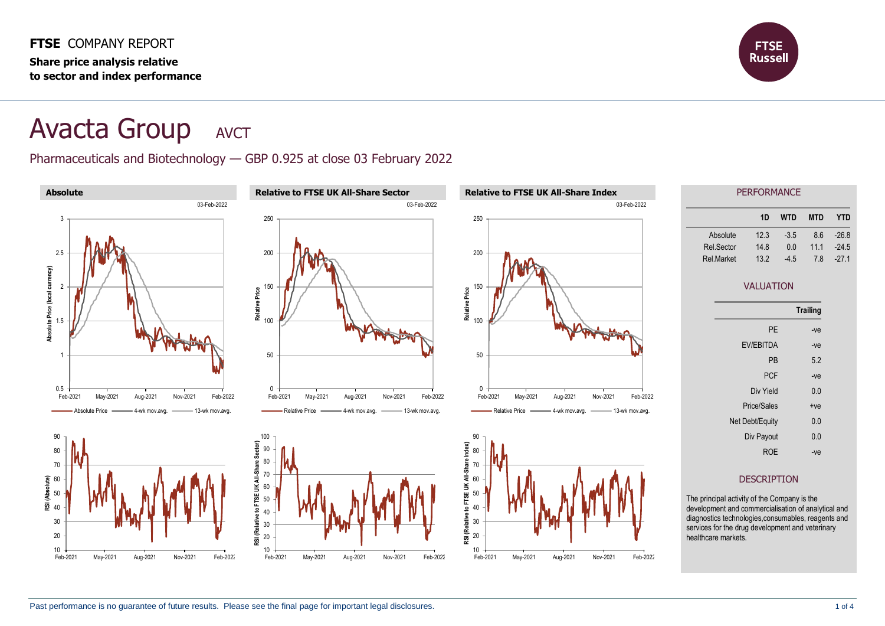**FTSE** COMPANY REPORT

**Share price analysis relative to sector and index performance**

# Avacta Group AVCT

Pharmaceuticals and Biotechnology — GBP 0.925 at close 03 February 2022

### Absolute

03-Feb-2022

Absolute Price — 4-wk mov.avg. — 13-wk mov.avg.

### Relative to FTSE UK All-Share Sector

03-Feb-2022

Relative Price — 4-wk mov.avg. — 13-wk mov.avg.

### Relative to FTSE UK All-Share Index

03-Feb-2022

Relative Price — 4-wk mov.avg. — 13-wk mov.avg.

## PERFORMANCE

| | 1D | WTD | MTD | YTD |
|---|---|---|---|---|
| Absolute | 12.3 | -3.5 | 8.6 | -26.8 |
| Rel.Sector | 14.8 | 0.0 | 11.1 | -24.5 |
| Rel.Market | 13.2 | -4.5 | 7.8 | -27.1 |

## VALUATION

| | Trailing |
|---|---|
| PE | -ve |
| EV/EBITDA | -ve |
| PB | 5.2 |
| PCF | -ve |
| Div Yield | 0.0 |
| Price/Sales | +ve |
| Net Debt/Equity | 0.0 |
| Div Payout | 0.0 |
| ROE | -ve |

## DESCRIPTION

The principal activity of the Company is the development and commercialisation of analytical and diagnostics technologies,consumables, reagents and services for the drug development and veterinary healthcare markets.

Past performance is no guarantee of future results. Please see the final page for important legal disclosures.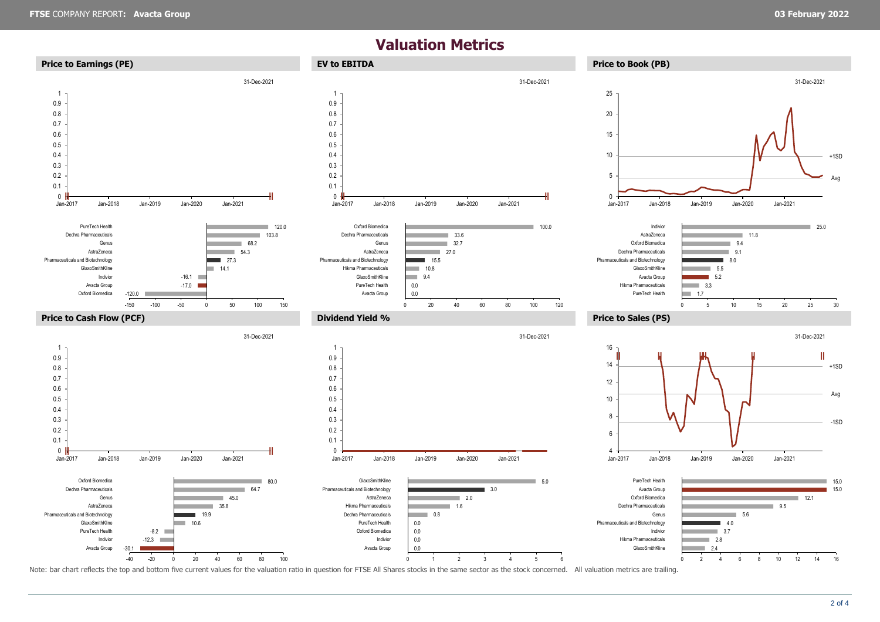# Valuation Metrics

## Price to Earnings (PE)

31-Dec-2021

| Company | PE |
| --- | --- |
| PureTech Health | 120.0 |
| Dechra Pharmaceuticals | 103.8 |
| Genus | 68.2 |
| AstraZeneca | 54.3 |
| Pharmaceuticals and Biotechnology | 27.3 |
| GlaxoSmithKline | 14.1 |
| Indivior | -16.1 |
| Avacta Group | -17.0 |
| Oxford Biomedica | -120.0 |

## EV to EBITDA

31-Dec-2021

| Company | EV to EBITDA |
| --- | --- |
| Oxford Biomedica | 100.0 |
| Dechra Pharmaceuticals | 33.6 |
| Genus | 32.7 |
| AstraZeneca | 27.0 |
| Pharmaceuticals and Biotechnology | 15.5 |
| Hikma Pharmaceuticals | 10.8 |
| GlaxoSmithKline | 9.4 |
| PureTech Health | 0.0 |
| Avacta Group | 0.0 |

## Price to Book (PB)

31-Dec-2021

| Company | PB |
| --- | --- |
| Indivior | 25.0 |
| AstraZeneca | 11.8 |
| Oxford Biomedica | 9.4 |
| Dechra Pharmaceuticals | 9.1 |
| Pharmaceuticals and Biotechnology | 8.0 |
| GlaxoSmithKline | 5.5 |
| Avacta Group | 5.2 |
| Hikma Pharmaceuticals | 3.3 |
| PureTech Health | 1.7 |

## Price to Cash Flow (PCF)

31-Dec-2021

| Company | PCF |
| --- | --- |
| Oxford Biomedica | 80.0 |
| Dechra Pharmaceuticals | 64.7 |
| Genus | 45.0 |
| AstraZeneca | 35.8 |
| Pharmaceuticals and Biotechnology | 19.9 |
| GlaxoSmithKline | 10.6 |
| PureTech Health | -8.2 |
| Indivior | -12.3 |
| Avacta Group | -30.1 |

## Dividend Yield %

31-Dec-2021

| Company | Dividend Yield % |
| --- | --- |
| GlaxoSmithKline | 5.0 |
| Pharmaceuticals and Biotechnology | 3.0 |
| AstraZeneca | 2.0 |
| Hikma Pharmaceuticals | 1.6 |
| Dechra Pharmaceuticals | 0.8 |
| PureTech Health | 0.0 |
| Oxford Biomedica | 0.0 |
| Indivior | 0.0 |
| Avacta Group | 0.0 |

## Price to Sales (PS)

31-Dec-2021

| Company | PS |
| --- | --- |
| PureTech Health | 15.0 |
| Avacta Group | 15.0 |
| Oxford Biomedica | 12.1 |
| Dechra Pharmaceuticals | 9.5 |
| Genus | 5.6 |
| Pharmaceuticals and Biotechnology | 4.0 |
| Indivior | 3.7 |
| Hikma Pharmaceuticals | 2.8 |
| GlaxoSmithKline | 2.4 |

Note: bar chart reflects the top and bottom five current values for the valuation ratio in question for FTSE All Shares stocks in the same sector as the stock concerned. All valuation metrics are trailing.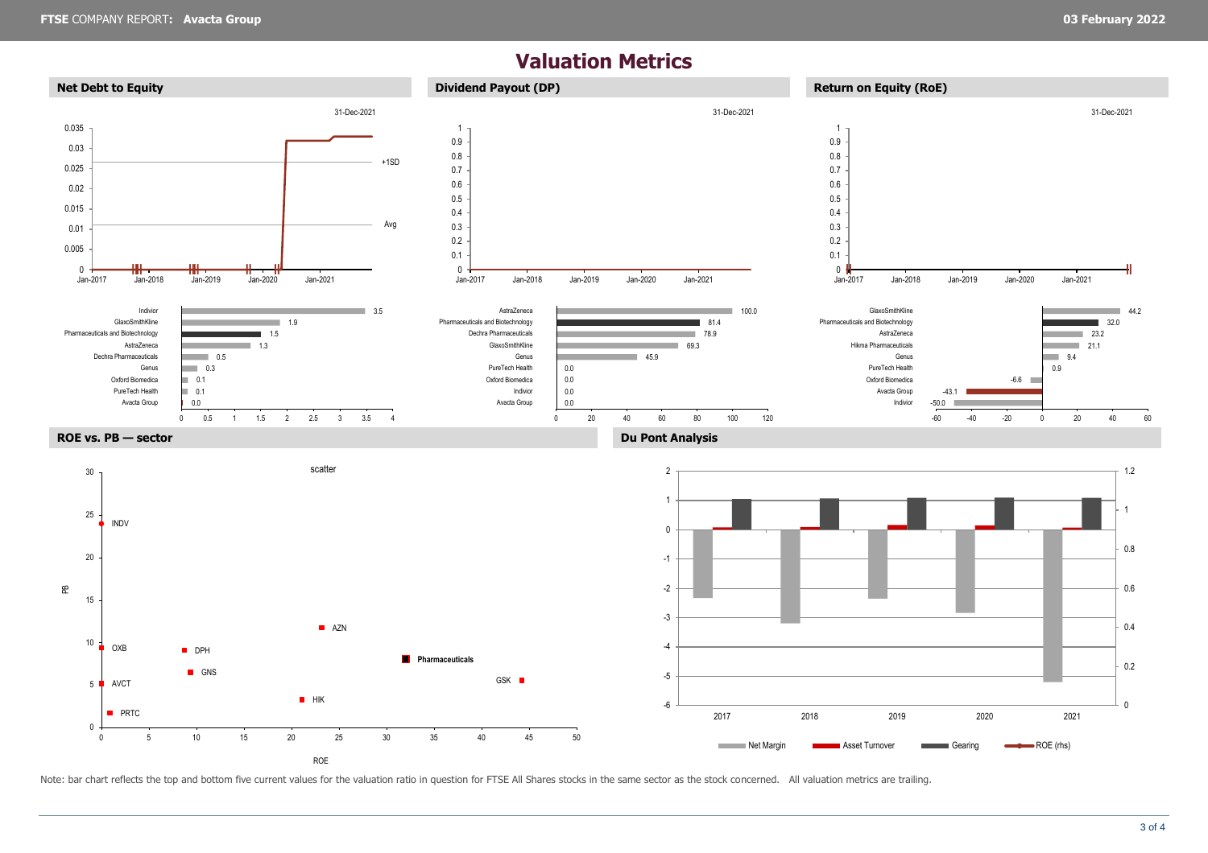# Valuation Metrics

## Net Debt to Equity

31-Dec-2021

| Company | Net Debt to Equity |
|---|---|
| Indivior | 3.5 |
| GlaxoSmithKline | 1.9 |
| Pharmaceuticals and Biotechnology | 1.5 |
| AstraZeneca | 1.3 |
| Dechra Pharmaceuticals | 0.5 |
| Genus | 0.3 |
| Oxford Biomedica | 0.1 |
| PureTech Health | 0.1 |
| Avacta Group | 0.0 |

## Dividend Payout (DP)

31-Dec-2021

| Company | Dividend Payout |
|---|---|
| AstraZeneca | 100.0 |
| Pharmaceuticals and Biotechnology | 81.4 |
| Dechra Pharmaceuticals | 78.9 |
| GlaxoSmithKline | 69.3 |
| Genus | 45.9 |
| PureTech Health | 0.0 |
| Oxford Biomedica | 0.0 |
| Indivior | 0.0 |
| Avacta Group | 0.0 |

## Return on Equity (RoE)

31-Dec-2021

| Company | Return on Equity |
|---|---|
| GlaxoSmithKline | 44.2 |
| Pharmaceuticals and Biotechnology | 32.0 |
| AstraZeneca | 23.2 |
| Hikma Pharmaceuticals | 21.1 |
| Genus | 9.4 |
| PureTech Health | 0.9 |
| Oxford Biomedica | -6.6 |
| Avacta Group | -43.1 |
| Indivior | -50.0 |

## ROE vs. PB — sector

| Company | ROE | PB |
|---|---|---|
| INDV | 0 | 24 |
| OXB | 0 | 9.5 |
| AVCT | 0 | 5 |
| PRTC | 1 | 1.5 |
| DPH | 9 | 9 |
| GNS | 9.5 | 6.5 |
| HIK | 21 | 3 |
| AZN | 23 | 11.5 |
| Pharmaceuticals | 32 | 8 |
| GSK | 44 | 5.5 |

## Du Pont Analysis

| | 2017 | 2018 | 2019 | 2020 | 2021 |
|---|---|---|---|---|---|
| Net Margin | -2.3 | -3.2 | -2.4 | -2.9 | -5.2 |
| Asset Turnover | 0.1 | 0.1 | 0.2 | 0.2 | 0.1 |
| Gearing | 1.0 | 1.1 | 1.1 | 1.1 | 1.1 |

Note: bar chart reflects the top and bottom five current values for the valuation ratio in question for FTSE All Shares stocks in the same sector as the stock concerned. All valuation metrics are trailing.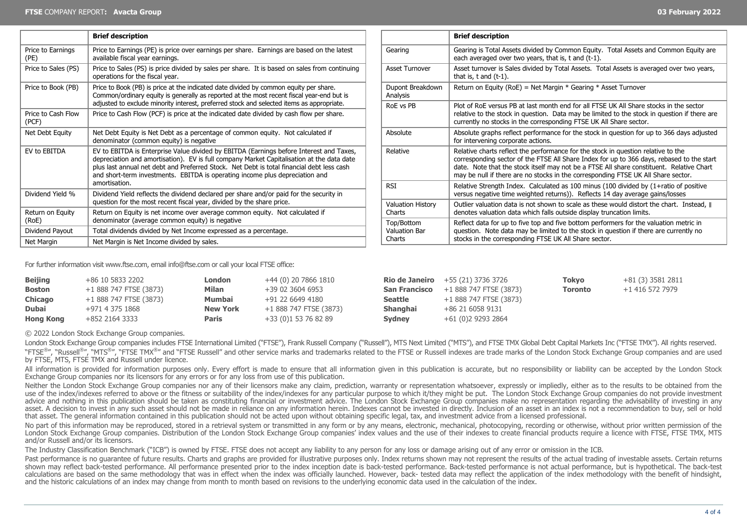| | Brief description |
|---|---|
| Price to Earnings (PE) | Price to Earnings (PE) is price over earnings per share. Earnings are based on the latest available fiscal year earnings. |
| Price to Sales (PS) | Price to Sales (PS) is price divided by sales per share. It is based on sales from continuing operations for the fiscal year. |
| Price to Book (PB) | Price to Book (PB) is price at the indicated date divided by common equity per share. Common/ordinary equity is generally as reported at the most recent fiscal year-end but is adjusted to exclude minority interest, preferred stock and selected items as appropriate. |
| Price to Cash Flow (PCF) | Price to Cash Flow (PCF) is price at the indicated date divided by cash flow per share. |
| Net Debt Equity | Net Debt Equity is Net Debt as a percentage of common equity. Not calculated if denominator (common equity) is negative |
| EV to EBITDA | EV to EBITDA is Enterprise Value divided by EBITDA (Earnings before Interest and Taxes, depreciation and amortisation). EV is full company Market Capitalisation at the data date plus last annual net debt and Preferred Stock. Net Debt is total financial debt less cash and short-term investments. EBITDA is operating income plus depreciation and amortisation. |
| Dividend Yield % | Dividend Yield reflects the dividend declared per share and/or paid for the security in question for the most recent fiscal year, divided by the share price. |
| Return on Equity (RoE) | Return on Equity is net income over average common equity. Not calculated if denominator (average common equity) is negative |
| Dividend Payout | Total dividends divided by Net Income expressed as a percentage. |
| Net Margin | Net Margin is Net Income divided by sales. |

| | Brief description |
|---|---|
| Gearing | Gearing is Total Assets divided by Common Equity. Total Assets and Common Equity are each averaged over two years, that is, t and (t-1). |
| Asset Turnover | Asset turnover is Sales divided by Total Assets. Total Assets is averaged over two years, that is, t and (t-1). |
| Dupont Breakdown Analysis | Return on Equity (RoE) = Net Margin * Gearing * Asset Turnover |
| RoE vs PB | Plot of RoE versus PB at last month end for all FTSE UK All Share stocks in the sector relative to the stock in question. Data may be limited to the stock in question if there are currently no stocks in the corresponding FTSE UK All Share sector. |
| Absolute | Absolute graphs reflect performance for the stock in question for up to 366 days adjusted for intervening corporate actions. |
| Relative | Relative charts reflect the performance for the stock in question relative to the corresponding sector of the FTSE All Share Index for up to 366 days, rebased to the start date. Note that the stock itself may not be a FTSE All share constituent. Relative Chart may be null if there are no stocks in the corresponding FTSE UK All Share sector. |
| RSI | Relative Strength Index. Calculated as 100 minus (100 divided by (1+ratio of positive versus negative time weighted returns)). Reflects 14 day average gains/losses |
| Valuation History Charts | Outlier valuation data is not shown to scale as these would distort the chart. Instead, ‖ denotes valuation data which falls outside display truncation limits. |
| Top/Bottom Valuation Bar Charts | Reflect data for up to five top and five bottom performers for the valuation metric in question. Note data may be limited to the stock in question if there are currently no stocks in the corresponding FTSE UK All Share sector. |

For further information visit www.ftse.com, email info@ftse.com or call your local FTSE office:

| | | | | | | | |
|---|---|---|---|---|---|---|---|
| **Beijing** | +86 10 5833 2202 | **London** | +44 (0) 20 7866 1810 | **Rio de Janeiro** | +55 (21) 3736 3726 | **Tokyo** | +81 (3) 3581 2811 |
| **Boston** | +1 888 747 FTSE (3873) | **Milan** | +39 02 3604 6953 | **San Francisco** | +1 888 747 FTSE (3873) | **Toronto** | +1 416 572 7979 |
| **Chicago** | +1 888 747 FTSE (3873) | **Mumbai** | +91 22 6649 4180 | **Seattle** | +1 888 747 FTSE (3873) | | |
| **Dubai** | +971 4 375 1868 | **New York** | +1 888 747 FTSE (3873) | **Shanghai** | +86 21 6058 9131 | | |
| **Hong Kong** | +852 2164 3333 | **Paris** | +33 (0)1 53 76 82 89 | **Sydney** | +61 (0)2 9293 2864 | | |

© 2022 London Stock Exchange Group companies.

London Stock Exchange Group companies includes FTSE International Limited ("FTSE"), Frank Russell Company ("Russell"), MTS Next Limited ("MTS"), and FTSE TMX Global Debt Capital Markets Inc ("FTSE TMX"). All rights reserved. "FTSE®", "Russell®", "MTS®", "FTSE TMX®" and "FTSE Russell" and other service marks and trademarks related to the FTSE or Russell indexes are trade marks of the London Stock Exchange Group companies and are used by FTSE, MTS, FTSE TMX and Russell under licence.

All information is provided for information purposes only. Every effort is made to ensure that all information given in this publication is accurate, but no responsibility or liability can be accepted by the London Stock Exchange Group companies nor its licensors for any errors or for any loss from use of this publication.

Neither the London Stock Exchange Group companies nor any of their licensors make any claim, prediction, warranty or representation whatsoever, expressly or impliedly, either as to the results to be obtained from the use of the index/indexes referred to above or the fitness or suitability of the index/indexes for any particular purpose to which it/they might be put. The London Stock Exchange Group companies do not provide investment advice and nothing in this publication should be taken as constituting financial or investment advice. The London Stock Exchange Group companies make no representation regarding the advisability of investing in any asset. A decision to invest in any such asset should not be made in reliance on any information herein. Indexes cannot be invested in directly. Inclusion of an asset in an index is not a recommendation to buy, sell or hold that asset. The general information contained in this publication should not be acted upon without obtaining specific legal, tax, and investment advice from a licensed professional.

No part of this information may be reproduced, stored in a retrieval system or transmitted in any form or by any means, electronic, mechanical, photocopying, recording or otherwise, without prior written permission of the London Stock Exchange Group companies. Distribution of the London Stock Exchange Group companies' index values and the use of their indexes to create financial products require a licence with FTSE, FTSE TMX, MTS and/or Russell and/or its licensors.

The Industry Classification Benchmark ("ICB") is owned by FTSE. FTSE does not accept any liability to any person for any loss or damage arising out of any error or omission in the ICB.

Past performance is no guarantee of future results. Charts and graphs are provided for illustrative purposes only. Index returns shown may not represent the results of the actual trading of investable assets. Certain returns shown may reflect back-tested performance. All performance presented prior to the index inception date is back-tested performance. Back-tested performance is not actual performance, but is hypothetical. The back-test calculations are based on the same methodology that was in effect when the index was officially launched. However, back- tested data may reflect the application of the index methodology with the benefit of hindsight, and the historic calculations of an index may change from month to month based on revisions to the underlying economic data used in the calculation of the index.